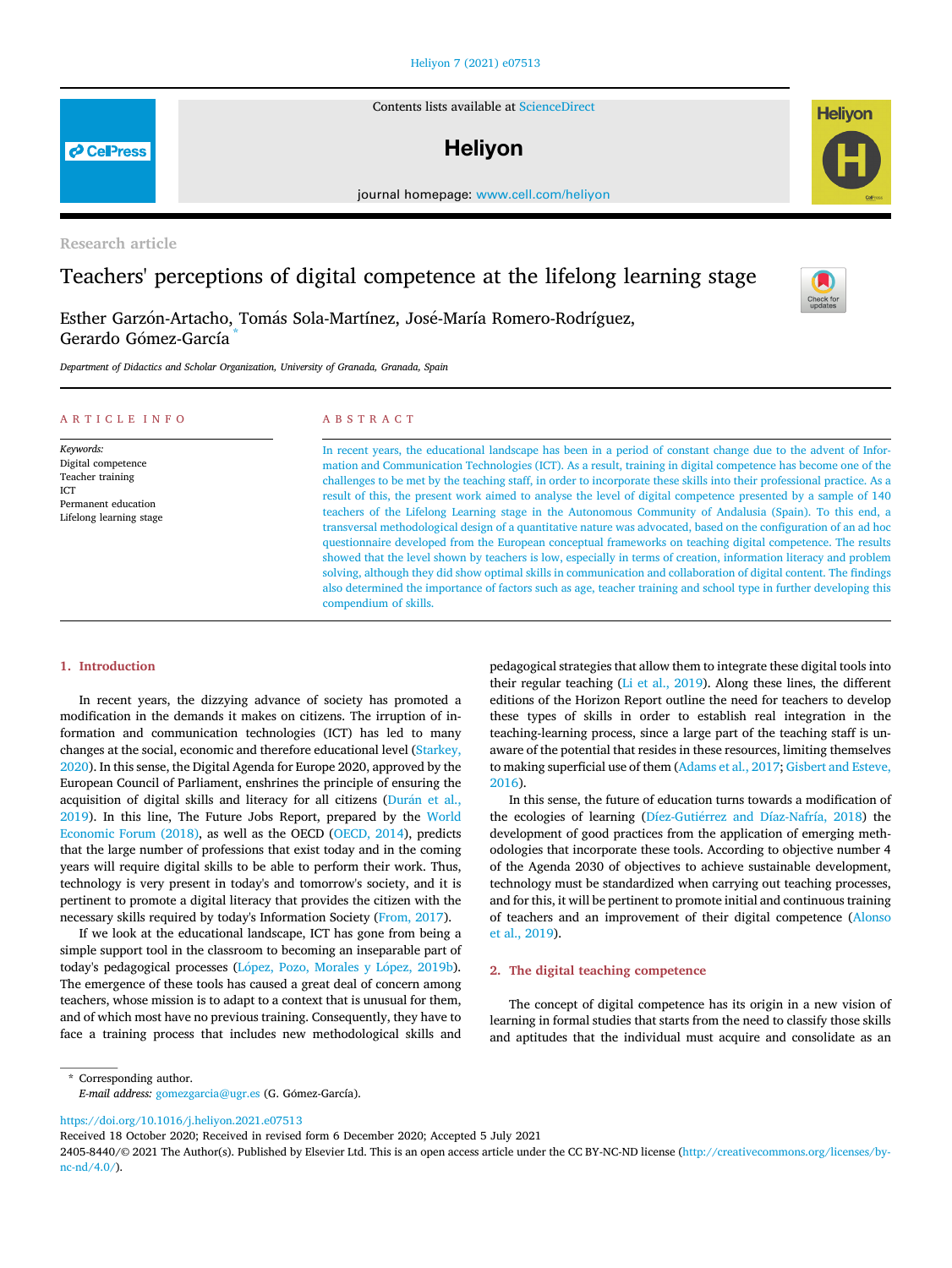Research article

# Teachers' perceptions of digital competence at the lifelong learning stage

Esther Garzón-Artacho, Tomás Sola-Martínez, José-María Romero-Rodríguez, Gerardo Gómez-García *

*Department of Didactics and Scholar Organization, University of Granada, Granada, Spain*

## ARTICLE INFO

*Keywords:*
Digital competence
Teacher training
ICT
Permanent education
Lifelong learning stage

## ABSTRACT

In recent years, the educational landscape has been in a period of constant change due to the advent of Information and Communication Technologies (ICT). As a result, training in digital competence has become one of the challenges to be met by the teaching staff, in order to incorporate these skills into their professional practice. As a result of this, the present work aimed to analyse the level of digital competence presented by a sample of 140 teachers of the Lifelong Learning stage in the Autonomous Community of Andalusia (Spain). To this end, a transversal methodological design of a quantitative nature was advocated, based on the configuration of an ad hoc questionnaire developed from the European conceptual frameworks on teaching digital competence. The results showed that the level shown by teachers is low, especially in terms of creation, information literacy and problem solving, although they did show optimal skills in communication and collaboration of digital content. The findings also determined the importance of factors such as age, teacher training and school type in further developing this compendium of skills.

## 1. Introduction

In recent years, the dizzying advance of society has promoted a modification in the demands it makes on citizens. The irruption of information and communication technologies (ICT) has led to many changes at the social, economic and therefore educational level (Starkey, 2020). In this sense, the Digital Agenda for Europe 2020, approved by the European Council of Parliament, enshrines the principle of ensuring the acquisition of digital skills and literacy for all citizens (Durán et al., 2019). In this line, The Future Jobs Report, prepared by the World Economic Forum (2018), as well as the OECD (OECD, 2014), predicts that the large number of professions that exist today and in the coming years will require digital skills to be able to perform their work. Thus, technology is very present in today's and tomorrow's society, and it is pertinent to promote a digital literacy that provides the citizen with the necessary skills required by today's Information Society (From, 2017).

If we look at the educational landscape, ICT has gone from being a simple support tool in the classroom to becoming an inseparable part of today's pedagogical processes (López, Pozo, Morales y López, 2019b). The emergence of these tools has caused a great deal of concern among teachers, whose mission is to adapt to a context that is unusual for them, and of which most have no previous training. Consequently, they have to face a training process that includes new methodological skills and pedagogical strategies that allow them to integrate these digital tools into their regular teaching (Li et al., 2019). Along these lines, the different editions of the Horizon Report outline the need for teachers to develop these types of skills in order to establish real integration in the teaching-learning process, since a large part of the teaching staff is unaware of the potential that resides in these resources, limiting themselves to making superficial use of them (Adams et al., 2017; Gisbert and Esteve, 2016).

In this sense, the future of education turns towards a modification of the ecologies of learning (Díez-Gutiérrez and Díaz-Nafría, 2018) the development of good practices from the application of emerging methodologies that incorporate these tools. According to objective number 4 of the Agenda 2030 of objectives to achieve sustainable development, technology must be standardized when carrying out teaching processes, and for this, it will be pertinent to promote initial and continuous training of teachers and an improvement of their digital competence (Alonso et al., 2019).

## 2. The digital teaching competence

The concept of digital competence has its origin in a new vision of learning in formal studies that starts from the need to classify those skills and aptitudes that the individual must acquire and consolidate as an

* Corresponding author.
*E-mail address:* gomezgarcia@ugr.es (G. Gómez-García).

https://doi.org/10.1016/j.heliyon.2021.e07513
Received 18 October 2020; Received in revised form 6 December 2020; Accepted 5 July 2021
2405-8440/© 2021 The Author(s). Published by Elsevier Ltd. This is an open access article under the CC BY-NC-ND license (http://creativecommons.org/licenses/by-nc-nd/4.0/).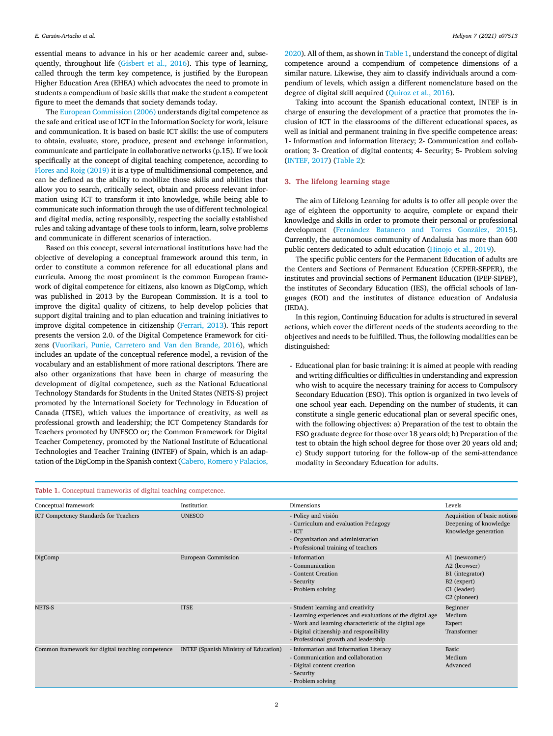essential means to advance in his or her academic career and, subsequently, throughout life (Gisbert et al., 2016). This type of learning, called through the term key competence, is justified by the European Higher Education Area (EHEA) which advocates the need to promote in students a compendium of basic skills that make the student a competent figure to meet the demands that society demands today.

The European Commission (2006) understands digital competence as the safe and critical use of ICT in the Information Society for work, leisure and communication. It is based on basic ICT skills: the use of computers to obtain, evaluate, store, produce, present and exchange information, communicate and participate in collaborative networks (p.15). If we look specifically at the concept of digital teaching competence, according to Flores and Roig (2019) it is a type of multidimensional competence, and can be defined as the ability to mobilize those skills and abilities that allow you to search, critically select, obtain and process relevant information using ICT to transform it into knowledge, while being able to communicate such information through the use of different technological and digital media, acting responsibly, respecting the socially established rules and taking advantage of these tools to inform, learn, solve problems and communicate in different scenarios of interaction.

Based on this concept, several international institutions have had the objective of developing a conceptual framework around this term, in order to constitute a common reference for all educational plans and curricula. Among the most prominent is the common European framework of digital competence for citizens, also known as DigComp, which was published in 2013 by the European Commission. It is a tool to improve the digital quality of citizens, to help develop policies that support digital training and to plan education and training initiatives to improve digital competence in citizenship (Ferrari, 2013). This report presents the version 2.0. of the Digital Competence Framework for citizens (Vuorikari, Punie, Carretero and Van den Brande, 2016), which includes an update of the conceptual reference model, a revision of the vocabulary and an establishment of more rational descriptors. There are also other organizations that have been in charge of measuring the development of digital competence, such as the National Educational Technology Standards for Students in the United States (NETS-S) project promoted by the International Society for Technology in Education of Canada (ITSE), which values the importance of creativity, as well as professional growth and leadership; the ICT Competency Standards for Teachers promoted by UNESCO or; the Common Framework for Digital Teacher Competency, promoted by the National Institute of Educational Technologies and Teacher Training (INTEF) of Spain, which is an adaptation of the DigComp in the Spanish context (Cabero, Romero y Palacios, 2020). All of them, as shown in Table 1, understand the concept of digital competence around a compendium of competence dimensions of a similar nature. Likewise, they aim to classify individuals around a compendium of levels, which assign a different nomenclature based on the degree of digital skill acquired (Quiroz et al., 2016).

Taking into account the Spanish educational context, INTEF is in charge of ensuring the development of a practice that promotes the inclusion of ICT in the classrooms of the different educational spaces, as well as initial and permanent training in five specific competence areas: 1- Information and information literacy; 2- Communication and collaboration; 3- Creation of digital contents; 4- Security; 5- Problem solving (INTEF, 2017) (Table 2):

## 3. The lifelong learning stage

The aim of Lifelong Learning for adults is to offer all people over the age of eighteen the opportunity to acquire, complete or expand their knowledge and skills in order to promote their personal or professional development (Fernández Batanero and Torres González, 2015). Currently, the autonomous community of Andalusia has more than 600 public centers dedicated to adult education (Hinojo et al., 2019).

The specific public centers for the Permanent Education of adults are the Centers and Sections of Permanent Education (CEPER-SEPER), the institutes and provincial sections of Permanent Education (IPEP-SIPEP), the institutes of Secondary Education (IES), the official schools of languages (EOI) and the institutes of distance education of Andalusia (IEDA).

In this region, Continuing Education for adults is structured in several actions, which cover the different needs of the students according to the objectives and needs to be fulfilled. Thus, the following modalities can be distinguished:

- Educational plan for basic training: it is aimed at people with reading and writing difficulties or difficulties in understanding and expression who wish to acquire the necessary training for access to Compulsory Secondary Education (ESO). This option is organized in two levels of one school year each. Depending on the number of students, it can constitute a single generic educational plan or several specific ones, with the following objectives: a) Preparation of the test to obtain the ESO graduate degree for those over 18 years old; b) Preparation of the test to obtain the high school degree for those over 20 years old and; c) Study support tutoring for the follow-up of the semi-attendance modality in Secondary Education for adults.

**Table 1.** Conceptual frameworks of digital teaching competence.

| Conceptual framework | Institution | Dimensions | Levels |
|---|---|---|---|
| ICT Competency Standards for Teachers | UNESCO | - Policy and visión<br>- Curriculum and evaluation Pedagogy<br>- ICT<br>- Organization and administration<br>- Professional training of teachers | Acquisition of basic notions<br>Deepening of knowledge<br>Knowledge generation |
| DigComp | European Commission | - Information<br>- Communication<br>- Content Creation<br>- Security<br>- Problem solving | A1 (newcomer)<br>A2 (browser)<br>B1 (integrator)<br>B2 (expert)<br>C1 (leader)<br>C2 (pioneer) |
| NETS-S | ITSE | - Student learning and creativity<br>- Learning experiences and evaluations of the digital age<br>- Work and learning characteristic of the digital age<br>- Digital citizenship and responsibility<br>- Professional growth and leadership | Beginner<br>Medium<br>Expert<br>Transformer |
| Common framework for digital teaching competence | INTEF (Spanish Ministry of Education) | - Information and Information Literacy<br>- Communication and collaboration<br>- Digital content creation<br>- Security<br>- Problem solving | Basic<br>Medium<br>Advanced |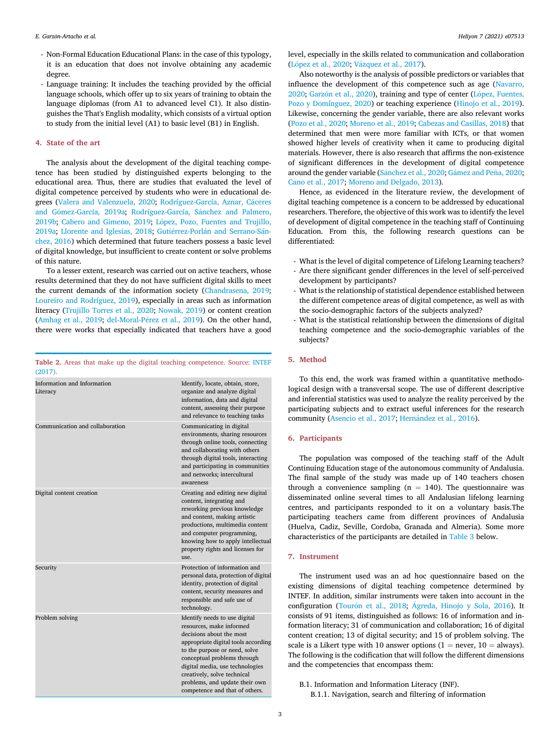- Non-Formal Education Educational Plans: in the case of this typology, it is an education that does not involve obtaining any academic degree.
- Language training: It includes the teaching provided by the official language schools, which offer up to six years of training to obtain the language diplomas (from A1 to advanced level C1). It also distinguishes the That's English modality, which consists of a virtual option to study from the initial level (A1) to basic level (B1) in English.

## 4. State of the art

The analysis about the development of the digital teaching competence has been studied by distinguished experts belonging to the educational area. Thus, there are studies that evaluated the level of digital competence perceived by students who were in educational degrees (Valera and Valenzuela, 2020; Rodríguez-García, Aznar, Cáceres and Gómez-García, 2019a; Rodríguez-García, Sánchez and Palmero, 2019b; Cabero and Gimeno, 2019; López, Pozo, Fuentes and Trujillo, 2019a; Llorente and Iglesias, 2018; Gutiérrez-Porlán and Serrano-Sánchez, 2016) which determined that future teachers possess a basic level of digital knowledge, but insufficient to create content or solve problems of this nature.

To a lesser extent, research was carried out on active teachers, whose results determined that they do not have sufficient digital skills to meet the current demands of the information society (Chandrasena, 2019; Loureiro and Rodríguez, 2019), especially in areas such as information literacy (Trujillo Torres et al., 2020; Nowak, 2019) or content creation (Amhag et al., 2019; del-Moral-Pérez et al., 2019). On the other hand, there were works that especially indicated that teachers have a good level, especially in the skills related to communication and collaboration (López et al., 2020; Vázquez et al., 2017).

Also noteworthy is the analysis of possible predictors or variables that influence the development of this competence such as age (Navarro, 2020; Garzón et al., 2020), training and type of center (López, Fuentes, Pozo y Domínguez, 2020) or teaching experience (Hinojo et al., 2019). Likewise, concerning the gender variable, there are also relevant works (Pozo et al., 2020; Moreno et al., 2019; Cabezas and Casillas, 2018) that determined that men were more familiar with ICTs, or that women showed higher levels of creativity when it came to producing digital materials. However, there is also research that affirms the non-existence of significant differences in the development of digital competence around the gender variable (Sánchez et al., 2020; Gámez and Peña, 2020; Cano et al., 2017; Moreno and Delgado, 2013).

Hence, as evidenced in the literature review, the development of digital teaching competence is a concern to be addressed by educational researchers. Therefore, the objective of this work was to identify the level of development of digital competence in the teaching staff of Continuing Education. From this, the following research questions can be differentiated:

- What is the level of digital competence of Lifelong Learning teachers?
- Are there significant gender differences in the level of self-perceived development by participants?
- What is the relationship of statistical dependence established between the different competence areas of digital competence, as well as with the socio-demographic factors of the subjects analyzed?
- What is the statistical relationship between the dimensions of digital teaching competence and the socio-demographic variables of the subjects?

**Table 2.** Areas that make up the digital teaching competence. Source: INTEF (2017).

| | |
|---|---|
| Information and Information Literacy | Identify, locate, obtain, store, organize and analyze digital information, data and digital content, assessing their purpose and relevance to teaching tasks |
| Communication and collaboration | Communicating in digital environments, sharing resources through online tools, connecting and collaborating with others through digital tools, interacting and participating in communities and networks; intercultural awareness |
| Digital content creation | Creating and editing new digital content, integrating and reworking previous knowledge and content, making artistic productions, multimedia content and computer programming, knowing how to apply intellectual property rights and licenses for use. |
| Security | Protection of information and personal data, protection of digital identity, protection of digital content, security measures and responsible and safe use of technology. |
| Problem solving | Identify needs to use digital resources, make informed decisions about the most appropriate digital tools according to the purpose or need, solve conceptual problems through digital media, use technologies creatively, solve technical problems, and update their own competence and that of others. |

## 5. Method

To this end, the work was framed within a quantitative methodological design with a transversal scope. The use of different descriptive and inferential statistics was used to analyze the reality perceived by the participating subjects and to extract useful inferences for the research community (Asencio et al., 2017; Hernández et al., 2016).

## 6. Participants

The population was composed of the teaching staff of the Adult Continuing Education stage of the autonomous community of Andalusia. The final sample of the study was made up of 140 teachers chosen through a convenience sampling (n = 140). The questionnaire was disseminated online several times to all Andalusian lifelong learning centres, and participants responded to it on a voluntary basis.The participating teachers came from different provinces of Andalusia (Huelva, Cadiz, Seville, Cordoba, Granada and Almeria). Some more characteristics of the participants are detailed in Table 3 below.

## 7. Instrument

The instrument used was an ad hoc questionnaire based on the existing dimensions of digital teaching competence determined by INTEF. In addition, similar instruments were taken into account in the configuration (Tourón et al., 2018; Ágreda, Hinojo y Sola, 2016). It consists of 91 items, distinguished as follows: 16 of information and information literacy; 31 of communication and collaboration; 16 of digital content creation; 13 of digital security; and 15 of problem solving. The scale is a Likert type with 10 answer options (1 = never, 10 = always). The following is the codification that will follow the different dimensions and the competencies that encompass them:

B.1. Information and Information Literacy (INF).
  B.1.1. Navigation, search and filtering of information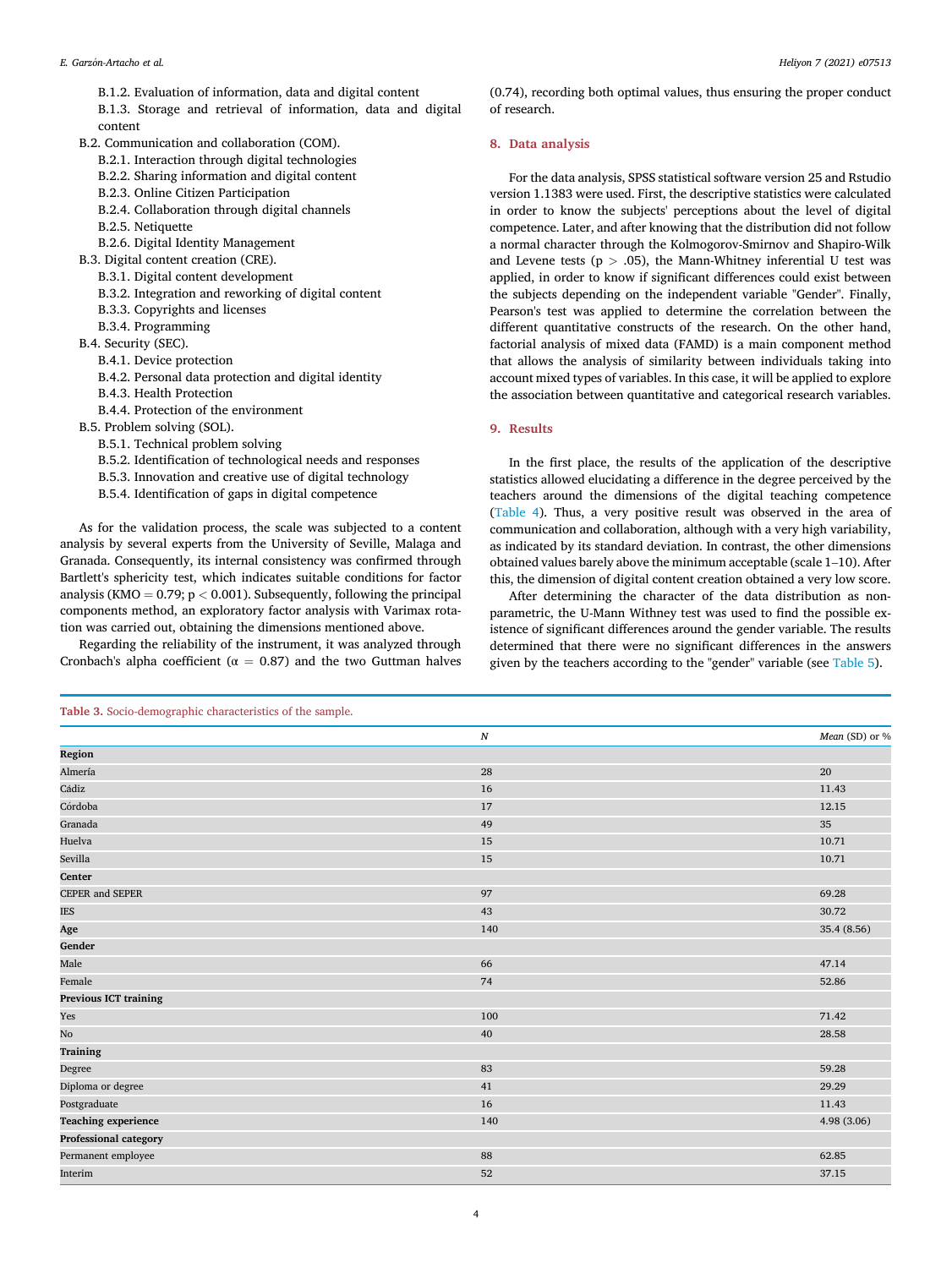- B.1.2. Evaluation of information, data and digital content
  - B.1.3. Storage and retrieval of information, data and digital content
- B.2. Communication and collaboration (COM).
  - B.2.1. Interaction through digital technologies
  - B.2.2. Sharing information and digital content
  - B.2.3. Online Citizen Participation
  - B.2.4. Collaboration through digital channels
  - B.2.5. Netiquette
  - B.2.6. Digital Identity Management
- B.3. Digital content creation (CRE).
  - B.3.1. Digital content development
  - B.3.2. Integration and reworking of digital content
  - B.3.3. Copyrights and licenses
  - B.3.4. Programming
- B.4. Security (SEC).
  - B.4.1. Device protection
  - B.4.2. Personal data protection and digital identity
  - B.4.3. Health Protection
  - B.4.4. Protection of the environment
- B.5. Problem solving (SOL).
  - B.5.1. Technical problem solving
  - B.5.2. Identification of technological needs and responses
  - B.5.3. Innovation and creative use of digital technology
  - B.5.4. Identification of gaps in digital competence

As for the validation process, the scale was subjected to a content analysis by several experts from the University of Seville, Malaga and Granada. Consequently, its internal consistency was confirmed through Bartlett's sphericity test, which indicates suitable conditions for factor analysis (KMO = 0.79; $p < 0.001$). Subsequently, following the principal components method, an exploratory factor analysis with Varimax rotation was carried out, obtaining the dimensions mentioned above.

Regarding the reliability of the instrument, it was analyzed through Cronbach's alpha coefficient ($\alpha = 0.87$) and the two Guttman halves (0.74), recording both optimal values, thus ensuring the proper conduct of research.

## 8. Data analysis

For the data analysis, SPSS statistical software version 25 and Rstudio version 1.1383 were used. First, the descriptive statistics were calculated in order to know the subjects' perceptions about the level of digital competence. Later, and after knowing that the distribution did not follow a normal character through the Kolmogorov-Smirnov and Shapiro-Wilk and Levene tests ($p > .05$), the Mann-Whitney inferential U test was applied, in order to know if significant differences could exist between the subjects depending on the independent variable "Gender". Finally, Pearson's test was applied to determine the correlation between the different quantitative constructs of the research. On the other hand, factorial analysis of mixed data (FAMD) is a main component method that allows the analysis of similarity between individuals taking into account mixed types of variables. In this case, it will be applied to explore the association between quantitative and categorical research variables.

## 9. Results

In the first place, the results of the application of the descriptive statistics allowed elucidating a difference in the degree perceived by the teachers around the dimensions of the digital teaching competence (Table 4). Thus, a very positive result was observed in the area of communication and collaboration, although with a very high variability, as indicated by its standard deviation. In contrast, the other dimensions obtained values barely above the minimum acceptable (scale 1–10). After this, the dimension of digital content creation obtained a very low score.

After determining the character of the data distribution as non-parametric, the U-Mann Withney test was used to find the possible existence of significant differences around the gender variable. The results determined that there were no significant differences in the answers given by the teachers according to the "gender" variable (see Table 5).

**Table 3.** Socio-demographic characteristics of the sample.

| | *N* | *Mean* (SD) or % |
|---|---|---|
| **Region** | | |
| Almería | 28 | 20 |
| Cádiz | 16 | 11.43 |
| Córdoba | 17 | 12.15 |
| Granada | 49 | 35 |
| Huelva | 15 | 10.71 |
| Sevilla | 15 | 10.71 |
| **Center** | | |
| CEPER and SEPER | 97 | 69.28 |
| IES | 43 | 30.72 |
| **Age** | 140 | 35.4 (8.56) |
| **Gender** | | |
| Male | 66 | 47.14 |
| Female | 74 | 52.86 |
| **Previous ICT training** | | |
| Yes | 100 | 71.42 |
| No | 40 | 28.58 |
| **Training** | | |
| Degree | 83 | 59.28 |
| Diploma or degree | 41 | 29.29 |
| Postgraduate | 16 | 11.43 |
| **Teaching experience** | 140 | 4.98 (3.06) |
| **Professional category** | | |
| Permanent employee | 88 | 62.85 |
| Interim | 52 | 37.15 |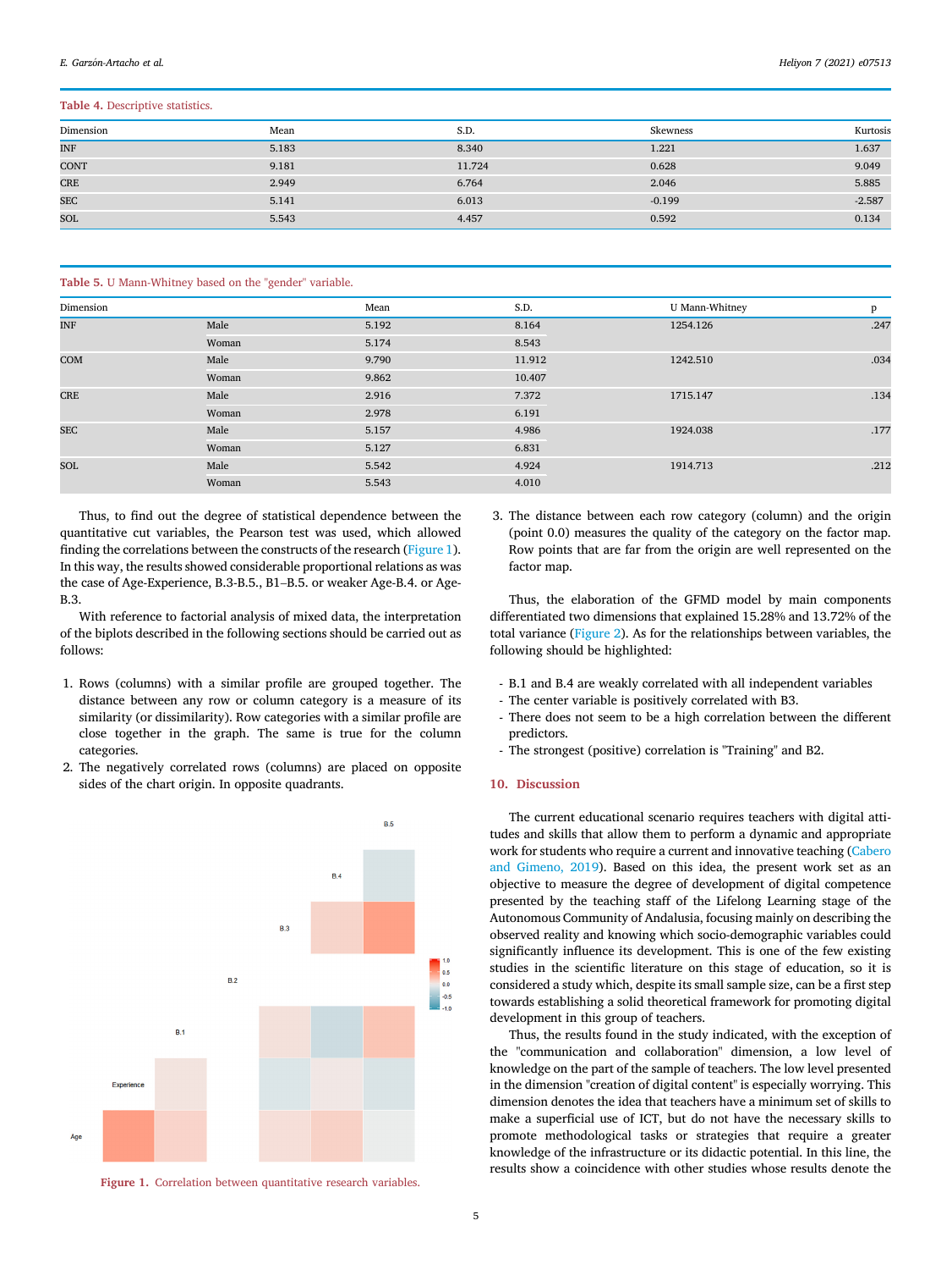**Table 4.** Descriptive statistics.

| Dimension | Mean | S.D. | Skewness | Kurtosis |
|---|---|---|---|---|
| INF | 5.183 | 8.340 | 1.221 | 1.637 |
| CONT | 9.181 | 11.724 | 0.628 | 9.049 |
| CRE | 2.949 | 6.764 | 2.046 | 5.885 |
| SEC | 5.141 | 6.013 | -0.199 | -2.587 |
| SOL | 5.543 | 4.457 | 0.592 | 0.134 |

**Table 5.** U Mann-Whitney based on the "gender" variable.

| Dimension | | Mean | S.D. | U Mann-Whitney | p |
|---|---|---|---|---|---|
| INF | Male | 5.192 | 8.164 | 1254.126 | .247 |
| | Woman | 5.174 | 8.543 | | |
| COM | Male | 9.790 | 11.912 | 1242.510 | .034 |
| | Woman | 9.862 | 10.407 | | |
| CRE | Male | 2.916 | 7.372 | 1715.147 | .134 |
| | Woman | 2.978 | 6.191 | | |
| SEC | Male | 5.157 | 4.986 | 1924.038 | .177 |
| | Woman | 5.127 | 6.831 | | |
| SOL | Male | 5.542 | 4.924 | 1914.713 | .212 |
| | Woman | 5.543 | 4.010 | | |

Thus, to find out the degree of statistical dependence between the quantitative cut variables, the Pearson test was used, which allowed finding the correlations between the constructs of the research (Figure 1). In this way, the results showed considerable proportional relations as was the case of Age-Experience, B.3-B.5., B1–B.5. or weaker Age-B.4. or Age-B.3.

With reference to factorial analysis of mixed data, the interpretation of the biplots described in the following sections should be carried out as follows:

1. Rows (columns) with a similar profile are grouped together. The distance between any row or column category is a measure of its similarity (or dissimilarity). Row categories with a similar profile are close together in the graph. The same is true for the column categories.
2. The negatively correlated rows (columns) are placed on opposite sides of the chart origin. In opposite quadrants.
3. The distance between each row category (column) and the origin (point 0.0) measures the quality of the category on the factor map. Row points that are far from the origin are well represented on the factor map.

B.5

B.4

B.3

B.2

B.1

Experience

Age

1.0
0.5
0.0
-0.5
-1.0

**Figure 1.** Correlation between quantitative research variables.

Thus, the elaboration of the GFMD model by main components differentiated two dimensions that explained 15.28% and 13.72% of the total variance (Figure 2). As for the relationships between variables, the following should be highlighted:

- B.1 and B.4 are weakly correlated with all independent variables
- The center variable is positively correlated with B3.
- There does not seem to be a high correlation between the different predictors.
- The strongest (positive) correlation is "Training" and B2.

## 10. Discussion

The current educational scenario requires teachers with digital attitudes and skills that allow them to perform a dynamic and appropriate work for students who require a current and innovative teaching (Cabero and Gimeno, 2019). Based on this idea, the present work set as an objective to measure the degree of development of digital competence presented by the teaching staff of the Lifelong Learning stage of the Autonomous Community of Andalusia, focusing mainly on describing the observed reality and knowing which socio-demographic variables could significantly influence its development. This is one of the few existing studies in the scientific literature on this stage of education, so it is considered a study which, despite its small sample size, can be a first step towards establishing a solid theoretical framework for promoting digital development in this group of teachers.

Thus, the results found in the study indicated, with the exception of the "communication and collaboration" dimension, a low level of knowledge on the part of the sample of teachers. The low level presented in the dimension "creation of digital content" is especially worrying. This dimension denotes the idea that teachers have a minimum set of skills to make a superficial use of ICT, but do not have the necessary skills to promote methodological tasks or strategies that require a greater knowledge of the infrastructure or its didactic potential. In this line, the results show a coincidence with other studies whose results denote the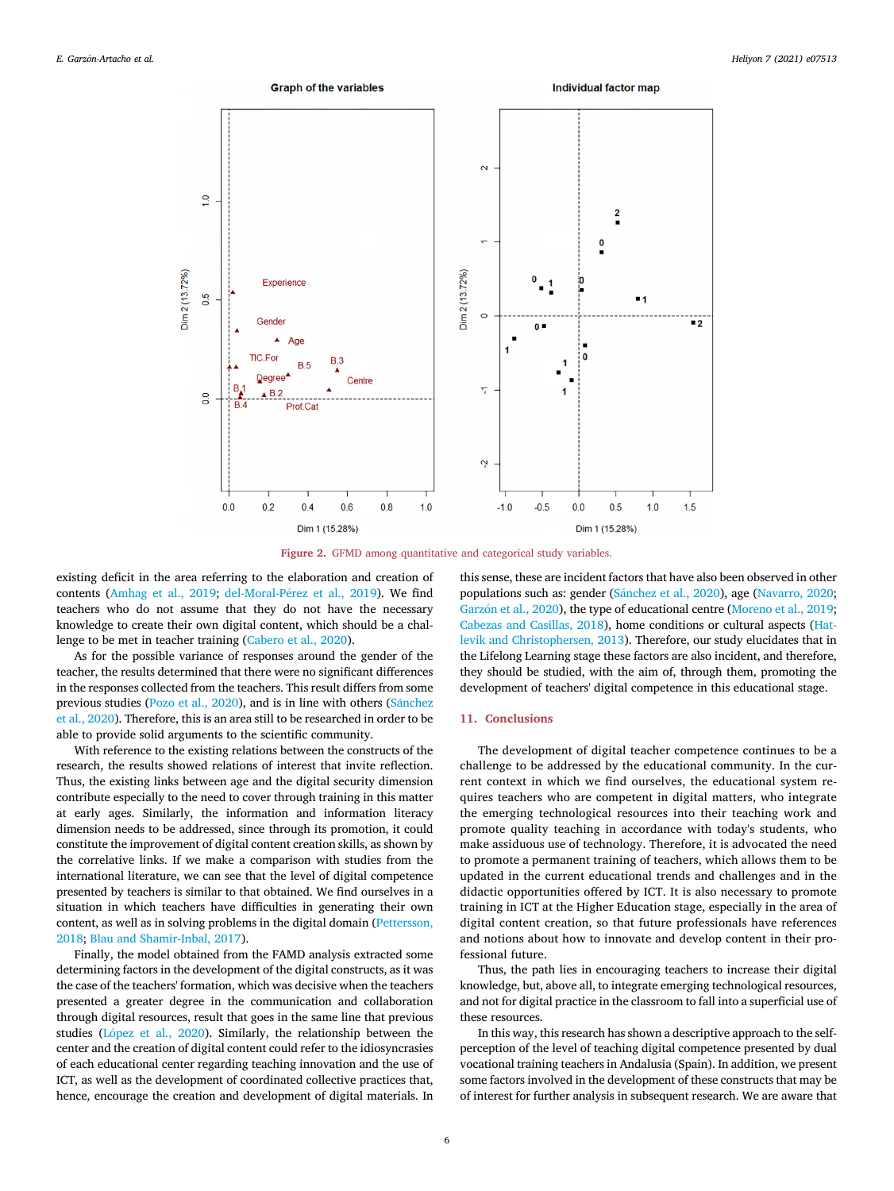Graph of the variables

Dim 2 (13.72%)

Dim 1 (15.28%)

1.0
0.5
0.0

0.0 0.2 0.4 0.6 0.8 1.0

Experience
Gender
Age
TIC.For
B.5
B.3
Degree
Centre
B.1
B.2
B.4
Prof.Cat

Individual factor map

Dim 2 (13.72%)

Dim 1 (15.28%)

2
1
0
-1
-2

-1.0 -0.5 0.0 0.5 1.0 1.5

2
0
0
1
0
1
0
2
1
0
1
1
1

**Figure 2.** GFMD among quantitative and categorical study variables.

existing deficit in the area referring to the elaboration and creation of contents (Amhag et al., 2019; del-Moral-Pérez et al., 2019). We find teachers who do not assume that they do not have the necessary knowledge to create their own digital content, which should be a challenge to be met in teacher training (Cabero et al., 2020).

As for the possible variance of responses around the gender of the teacher, the results determined that there were no significant differences in the responses collected from the teachers. This result differs from some previous studies (Pozo et al., 2020), and is in line with others (Sánchez et al., 2020). Therefore, this is an area still to be researched in order to be able to provide solid arguments to the scientific community.

With reference to the existing relations between the constructs of the research, the results showed relations of interest that invite reflection. Thus, the existing links between age and the digital security dimension contribute especially to the need to cover through training in this matter at early ages. Similarly, the information and information literacy dimension needs to be addressed, since through its promotion, it could constitute the improvement of digital content creation skills, as shown by the correlative links. If we make a comparison with studies from the international literature, we can see that the level of digital competence presented by teachers is similar to that obtained. We find ourselves in a situation in which teachers have difficulties in generating their own content, as well as in solving problems in the digital domain (Pettersson, 2018; Blau and Shamir-Inbal, 2017).

Finally, the model obtained from the FAMD analysis extracted some determining factors in the development of the digital constructs, as it was the case of the teachers' formation, which was decisive when the teachers presented a greater degree in the communication and collaboration through digital resources, result that goes in the same line that previous studies (López et al., 2020). Similarly, the relationship between the center and the creation of digital content could refer to the idiosyncrasies of each educational center regarding teaching innovation and the use of ICT, as well as the development of coordinated collective practices that, hence, encourage the creation and development of digital materials. In this sense, these are incident factors that have also been observed in other populations such as: gender (Sánchez et al., 2020), age (Navarro, 2020; Garzón et al., 2020), the type of educational centre (Moreno et al., 2019; Cabezas and Casillas, 2018), home conditions or cultural aspects (Hatlevik and Christophersen, 2013). Therefore, our study elucidates that in the Lifelong Learning stage these factors are also incident, and therefore, they should be studied, with the aim of, through them, promoting the development of teachers' digital competence in this educational stage.

## 11. Conclusions

The development of digital teacher competence continues to be a challenge to be addressed by the educational community. In the current context in which we find ourselves, the educational system requires teachers who are competent in digital matters, who integrate the emerging technological resources into their teaching work and promote quality teaching in accordance with today's students, who make assiduous use of technology. Therefore, it is advocated the need to promote a permanent training of teachers, which allows them to be updated in the current educational trends and challenges and in the didactic opportunities offered by ICT. It is also necessary to promote training in ICT at the Higher Education stage, especially in the area of digital content creation, so that future professionals have references and notions about how to innovate and develop content in their professional future.

Thus, the path lies in encouraging teachers to increase their digital knowledge, but, above all, to integrate emerging technological resources, and not for digital practice in the classroom to fall into a superficial use of these resources.

In this way, this research has shown a descriptive approach to the self-perception of the level of teaching digital competence presented by dual vocational training teachers in Andalusia (Spain). In addition, we present some factors involved in the development of these constructs that may be of interest for further analysis in subsequent research. We are aware that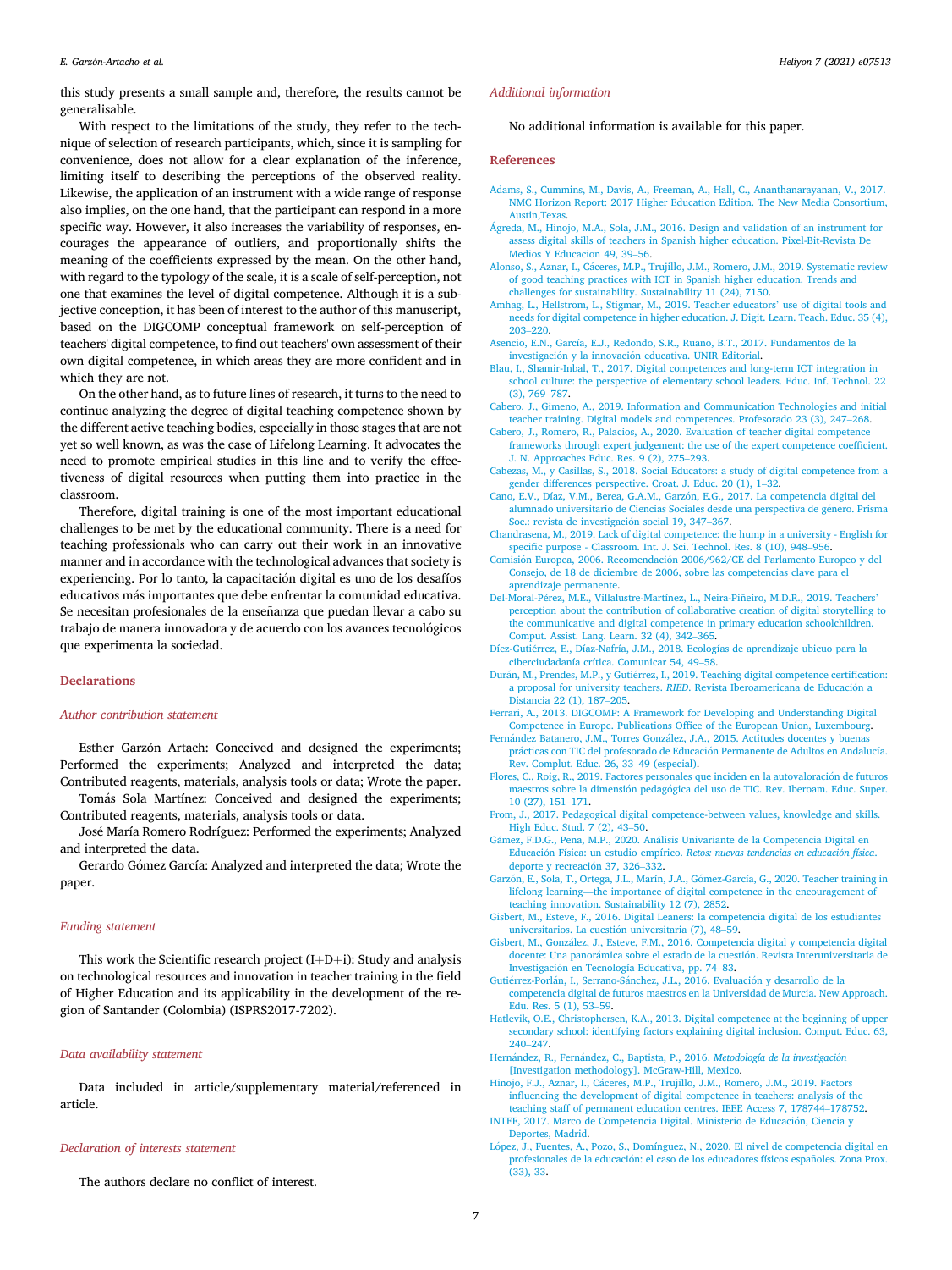this study presents a small sample and, therefore, the results cannot be generalisable.

With respect to the limitations of the study, they refer to the technique of selection of research participants, which, since it is sampling for convenience, does not allow for a clear explanation of the inference, limiting itself to describing the perceptions of the observed reality. Likewise, the application of an instrument with a wide range of response also implies, on the one hand, that the participant can respond in a more specific way. However, it also increases the variability of responses, encourages the appearance of outliers, and proportionally shifts the meaning of the coefficients expressed by the mean. On the other hand, with regard to the typology of the scale, it is a scale of self-perception, not one that examines the level of digital competence. Although it is a subjective conception, it has been of interest to the author of this manuscript, based on the DIGCOMP conceptual framework on self-perception of teachers' digital competence, to find out teachers' own assessment of their own digital competence, in which areas they are more confident and in which they are not.

On the other hand, as to future lines of research, it turns to the need to continue analyzing the degree of digital teaching competence shown by the different active teaching bodies, especially in those stages that are not yet so well known, as was the case of Lifelong Learning. It advocates the need to promote empirical studies in this line and to verify the effectiveness of digital resources when putting them into practice in the classroom.

Therefore, digital training is one of the most important educational challenges to be met by the educational community. There is a need for teaching professionals who can carry out their work in an innovative manner and in accordance with the technological advances that society is experiencing. Por lo tanto, la capacitación digital es uno de los desafíos educativos más importantes que debe enfrentar la comunidad educativa. Se necesitan profesionales de la enseñanza que puedan llevar a cabo su trabajo de manera innovadora y de acuerdo con los avances tecnológicos que experimenta la sociedad.

## Declarations

### Author contribution statement

Esther Garzón Artach: Conceived and designed the experiments; Performed the experiments; Analyzed and interpreted the data; Contributed reagents, materials, analysis tools or data; Wrote the paper.

Tomás Sola Martínez: Conceived and designed the experiments; Contributed reagents, materials, analysis tools or data.

José María Romero Rodríguez: Performed the experiments; Analyzed and interpreted the data.

Gerardo Gómez García: Analyzed and interpreted the data; Wrote the paper.

### Funding statement

This work the Scientific research project (I+D+i): Study and analysis on technological resources and innovation in teacher training in the field of Higher Education and its applicability in the development of the region of Santander (Colombia) (ISPRS2017-7202).

### Data availability statement

Data included in article/supplementary material/referenced in article.

### Declaration of interests statement

The authors declare no conflict of interest.

### Additional information

No additional information is available for this paper.

## References

Adams, S., Cummins, M., Davis, A., Freeman, A., Hall, C., Ananthanarayanan, V., 2017. NMC Horizon Report: 2017 Higher Education Edition. The New Media Consortium, Austin,Texas.

Ágreda, M., Hinojo, M.A., Sola, J.M., 2016. Design and validation of an instrument for assess digital skills of teachers in Spanish higher education. Pixel-Bit-Revista De Medios Y Educacion 49, 39–56.

Alonso, S., Aznar, I., Cáceres, M.P., Trujillo, J.M., Romero, J.M., 2019. Systematic review of good teaching practices with ICT in Spanish higher education. Trends and challenges for sustainability. Sustainability 11 (24), 7150.

Amhag, L., Hellström, L., Stigmar, M., 2019. Teacher educators' use of digital tools and needs for digital competence in higher education. J. Digit. Learn. Teach. Educ. 35 (4), 203–220.

Asencio, E.N., García, E.J., Redondo, S.R., Ruano, B.T., 2017. Fundamentos de la investigación y la innovación educativa. UNIR Editorial.

Blau, I., Shamir-Inbal, T., 2017. Digital competences and long-term ICT integration in school culture: the perspective of elementary school leaders. Educ. Inf. Technol. 22 (3), 769–787.

Cabero, J., Gimeno, A., 2019. Information and Communication Technologies and initial teacher training. Digital models and competences. Profesorado 23 (3), 247–268.

Cabero, J., Romero, R., Palacios, A., 2020. Evaluation of teacher digital competence frameworks through expert judgement: the use of the expert competence coefficient. J. N. Approaches Educ. Res. 9 (2), 275–293.

Cabezas, M., y Casillas, S., 2018. Social Educators: a study of digital competence from a gender differences perspective. Croat. J. Educ. 20 (1), 1–32.

Cano, E.V., Díaz, V.M., Berea, G.A.M., Garzón, E.G., 2017. La competencia digital del alumnado universitario de Ciencias Sociales desde una perspectiva de género. Prisma Soc.: revista de investigación social 19, 347–367.

Chandrasena, M., 2019. Lack of digital competence: the hump in a university - English for specific purpose - Classroom. Int. J. Sci. Technol. Res. 8 (10), 948–956.

Comisión Europea, 2006. Recomendación 2006/962/CE del Parlamento Europeo y del Consejo, de 18 de diciembre de 2006, sobre las competencias clave para el aprendizaje permanente.

Del-Moral-Pérez, M.E., Villalustre-Martínez, L., Neira-Piñeiro, M.D.R., 2019. Teachers' perception about the contribution of collaborative creation of digital storytelling to the communicative and digital competence in primary education schoolchildren. Comput. Assist. Lang. Learn. 32 (4), 342–365.

Díez-Gutiérrez, E., Díaz-Nafría, J.M., 2018. Ecologías de aprendizaje ubicuo para la ciberciudadanía crítica. Comunicar 54, 49–58.

Durán, M., Prendes, M.P., y Gutiérrez, I., 2019. Teaching digital competence certification: a proposal for university teachers. *RIED*. Revista Iberoamericana de Educación a Distancia 22 (1), 187–205.

Ferrari, A., 2013. DIGCOMP: A Framework for Developing and Understanding Digital Competence in Europe. Publications Office of the European Union, Luxembourg.

Fernández Batanero, J.M., Torres González, J.A., 2015. Actitudes docentes y buenas prácticas con TIC del profesorado de Educación Permanente de Adultos en Andalucía. Rev. Complut. Educ. 26, 33–49 (especial).

Flores, C., Roig, R., 2019. Factores personales que inciden en la autovaloración de futuros maestros sobre la dimensión pedagógica del uso de TIC. Rev. Iberoam. Educ. Super. 10 (27), 151–171.

From, J., 2017. Pedagogical digital competence-between values, knowledge and skills. High Educ. Stud. 7 (2), 43–50.

Gámez, F.D.G., Peña, M.P., 2020. Análisis Univariante de la Competencia Digital en Educación Física: un estudio empírico. *Retos: nuevas tendencias en educación física*. deporte y recreación 37, 326–332.

Garzón, E., Sola, T., Ortega, J.L., Marín, J.A., Gómez-García, G., 2020. Teacher training in lifelong learning—the importance of digital competence in the encouragement of teaching innovation. Sustainability 12 (7), 2852.

Gisbert, M., Esteve, F., 2016. Digital Leaners: la competencia digital de los estudiantes universitarios. La cuestión universitaria (7), 48–59.

Gisbert, M., González, J., Esteve, F.M., 2016. Competencia digital y competencia digital docente: Una panorámica sobre el estado de la cuestión. Revista Interuniversitaria de Investigación en Tecnología Educativa, pp. 74–83.

Gutiérrez-Porlán, I., Serrano-Sánchez, J.L., 2016. Evaluación y desarrollo de la competencia digital de futuros maestros en la Universidad de Murcia. New Approach. Edu. Res. 5 (1), 53–59.

Hatlevik, O.E., Christophersen, K.A., 2013. Digital competence at the beginning of upper secondary school: identifying factors explaining digital inclusion. Comput. Educ. 63, 240–247.

Hernández, R., Fernández, C., Baptista, P., 2016. *Metodología de la investigación* [Investigation methodology]. McGraw-Hill, Mexico.

Hinojo, F.J., Aznar, I., Cáceres, M.P., Trujillo, J.M., Romero, J.M., 2019. Factors influencing the development of digital competence in teachers: analysis of the teaching staff of permanent education centres. IEEE Access 7, 178744–178752.

INTEF, 2017. Marco de Competencia Digital. Ministerio de Educación, Ciencia y Deportes, Madrid.

López, J., Fuentes, A., Pozo, S., Domínguez, N., 2020. El nivel de competencia digital en profesionales de la educación: el caso de los educadores físicos españoles. Zona Prox. (33), 33.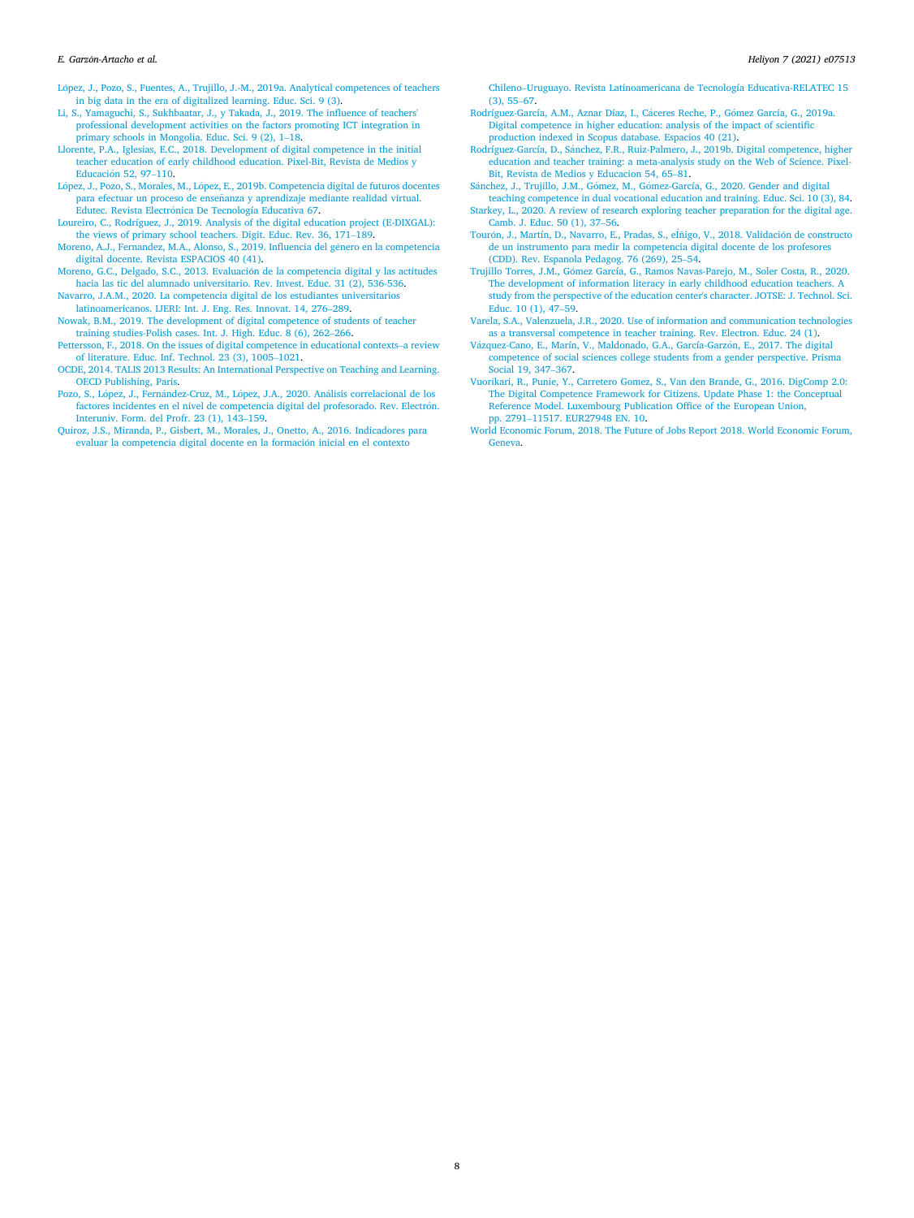López, J., Pozo, S., Fuentes, A., Trujillo, J.-M., 2019a. Analytical competences of teachers in big data in the era of digitalized learning. Educ. Sci. 9 (3).

Li, S., Yamaguchi, S., Sukhbaatar, J., y Takada, J., 2019. The influence of teachers' professional development activities on the factors promoting ICT integration in primary schools in Mongolia. Educ. Sci. 9 (2), 1–18.

Llorente, P.A., Iglesias, E.C., 2018. Development of digital competence in the initial teacher education of early childhood education. Pixel-Bit, Revista de Medios y Educación 52, 97–110.

López, J., Pozo, S., Morales, M., López, E., 2019b. Competencia digital de futuros docentes para efectuar un proceso de enseñanza y aprendizaje mediante realidad virtual. Edutec. Revista Electrónica De Tecnología Educativa 67.

Loureiro, C., Rodríguez, J., 2019. Analysis of the digital education project (E-DIXGAL): the views of primary school teachers. Digit. Educ. Rev. 36, 171–189.

Moreno, A.J., Fernandez, M.A., Alonso, S., 2019. Influencia del género en la competencia digital docente. Revista ESPACIOS 40 (41).

Moreno, G.C., Delgado, S.C., 2013. Evaluación de la competencia digital y las actitudes hacia las tic del alumnado universitario. Rev. Invest. Educ. 31 (2), 536-536.

Navarro, J.A.M., 2020. La competencia digital de los estudiantes universitarios latinoamericanos. IJERI: Int. J. Eng. Res. Innovat. 14, 276–289.

Nowak, B.M., 2019. The development of digital competence of students of teacher training studies-Polish cases. Int. J. High. Educ. 8 (6), 262–266.

Pettersson, F., 2018. On the issues of digital competence in educational contexts–a review of literature. Educ. Inf. Technol. 23 (3), 1005–1021.

OCDE, 2014. TALIS 2013 Results: An International Perspective on Teaching and Learning. OECD Publishing, Paris.

Pozo, S., López, J., Fernández-Cruz, M., López, J.A., 2020. Análisis correlacional de los factores incidentes en el nivel de competencia digital del profesorado. Rev. Electrón. Interuniv. Form. del Profr. 23 (1), 143–159.

Quiroz, J.S., Miranda, P., Gisbert, M., Morales, J., Onetto, A., 2016. Indicadores para evaluar la competencia digital docente en la formación inicial en el contexto Chileno–Uruguayo. Revista Latinoamericana de Tecnología Educativa-RELATEC 15 (3), 55–67.

Rodríguez-García, A.M., Aznar Díaz, I., Cáceres Reche, P., Gómez García, G., 2019a. Digital competence in higher education: analysis of the impact of scientific production indexed in Scopus database. Espacios 40 (21).

Rodríguez-García, D., Sánchez, F.R., Ruiz-Palmero, J., 2019b. Digital competence, higher education and teacher training: a meta-analysis study on the Web of Science. Pixel-Bit, Revista de Medios y Educacion 54, 65–81.

Sánchez, J., Trujillo, J.M., Gómez, M., Gómez-García, G., 2020. Gender and digital teaching competence in dual vocational education and training. Educ. Sci. 10 (3), 84.

Starkey, L., 2020. A review of research exploring teacher preparation for the digital age. Camb. J. Educ. 50 (1), 37–56.

Tourón, J., Martín, D., Navarro, E., Pradas, S., eÍnigo, V., 2018. Validación de constructo de un instrumento para medir la competencia digital docente de los profesores (CDD). Rev. Espanola Pedagog. 76 (269), 25–54.

Trujillo Torres, J.M., Gómez García, G., Ramos Navas-Parejo, M., Soler Costa, R., 2020. The development of information literacy in early childhood education teachers. A study from the perspective of the education center's character. JOTSE: J. Technol. Sci. Educ. 10 (1), 47–59.

Varela, S.A., Valenzuela, J.R., 2020. Use of information and communication technologies as a transversal competence in teacher training. Rev. Electron. Educ. 24 (1).

Vázquez-Cano, E., Marín, V., Maldonado, G.A., García-Garzón, E., 2017. The digital competence of social sciences college students from a gender perspective. Prisma Social 19, 347–367.

Vuorikari, R., Punie, Y., Carretero Gomez, S., Van den Brande, G., 2016. DigComp 2.0: The Digital Competence Framework for Citizens. Update Phase 1: the Conceptual Reference Model. Luxembourg Publication Office of the European Union, pp. 2791–11517. EUR27948 EN. 10.

World Economic Forum, 2018. The Future of Jobs Report 2018. World Economic Forum, Geneva.